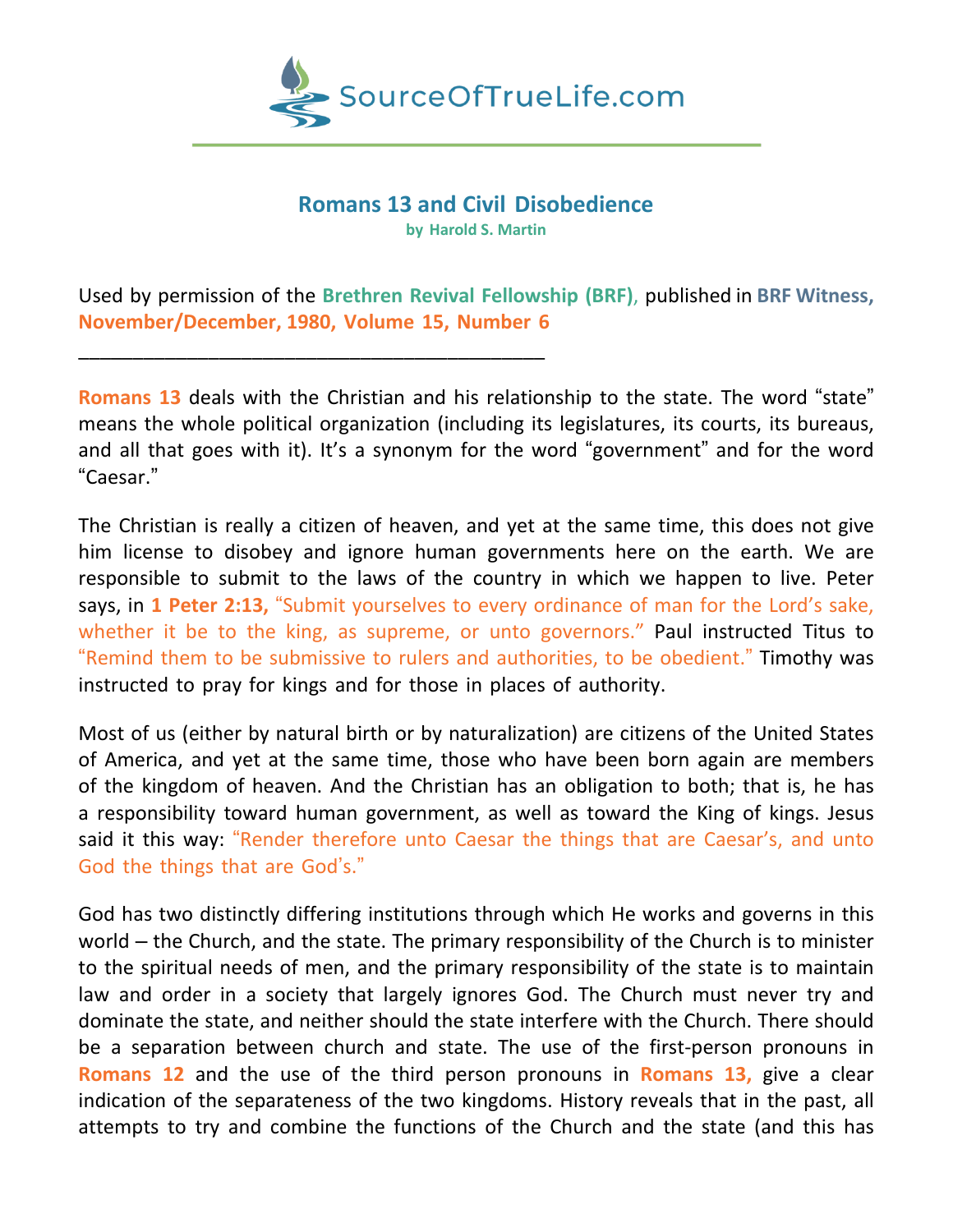SourceOfTrueLife.com

# Romans 13 and Civil Disobedience

**by Harold S. Martin**

Used by permission of the **Brethren Revival Fellowship (BRF)**, published in **BRF Witness, November/December, 1980, Volume 15, Number 6**

---

**Romans 13** deals with the Christian and his relationship to the state. The word "state" means the whole political organization (including its legislatures, its courts, its bureaus, and all that goes with it). It's a synonym for the word "government" and for the word "Caesar."

The Christian is really a citizen of heaven, and yet at the same time, this does not give him license to disobey and ignore human governments here on the earth. We are responsible to submit to the laws of the country in which we happen to live. Peter says, in **1 Peter 2:13,** "Submit yourselves to every ordinance of man for the Lord's sake, whether it be to the king, as supreme, or unto governors." Paul instructed Titus to "Remind them to be submissive to rulers and authorities, to be obedient." Timothy was instructed to pray for kings and for those in places of authority.

Most of us (either by natural birth or by naturalization) are citizens of the United States of America, and yet at the same time, those who have been born again are members of the kingdom of heaven. And the Christian has an obligation to both; that is, he has a responsibility toward human government, as well as toward the King of kings. Jesus said it this way: "Render therefore unto Caesar the things that are Caesar's, and unto God the things that are God's."

God has two distinctly differing institutions through which He works and governs in this world – the Church, and the state. The primary responsibility of the Church is to minister to the spiritual needs of men, and the primary responsibility of the state is to maintain law and order in a society that largely ignores God. The Church must never try and dominate the state, and neither should the state interfere with the Church. There should be a separation between church and state. The use of the first-person pronouns in **Romans 12** and the use of the third person pronouns in **Romans 13,** give a clear indication of the separateness of the two kingdoms. History reveals that in the past, all attempts to try and combine the functions of the Church and the state (and this has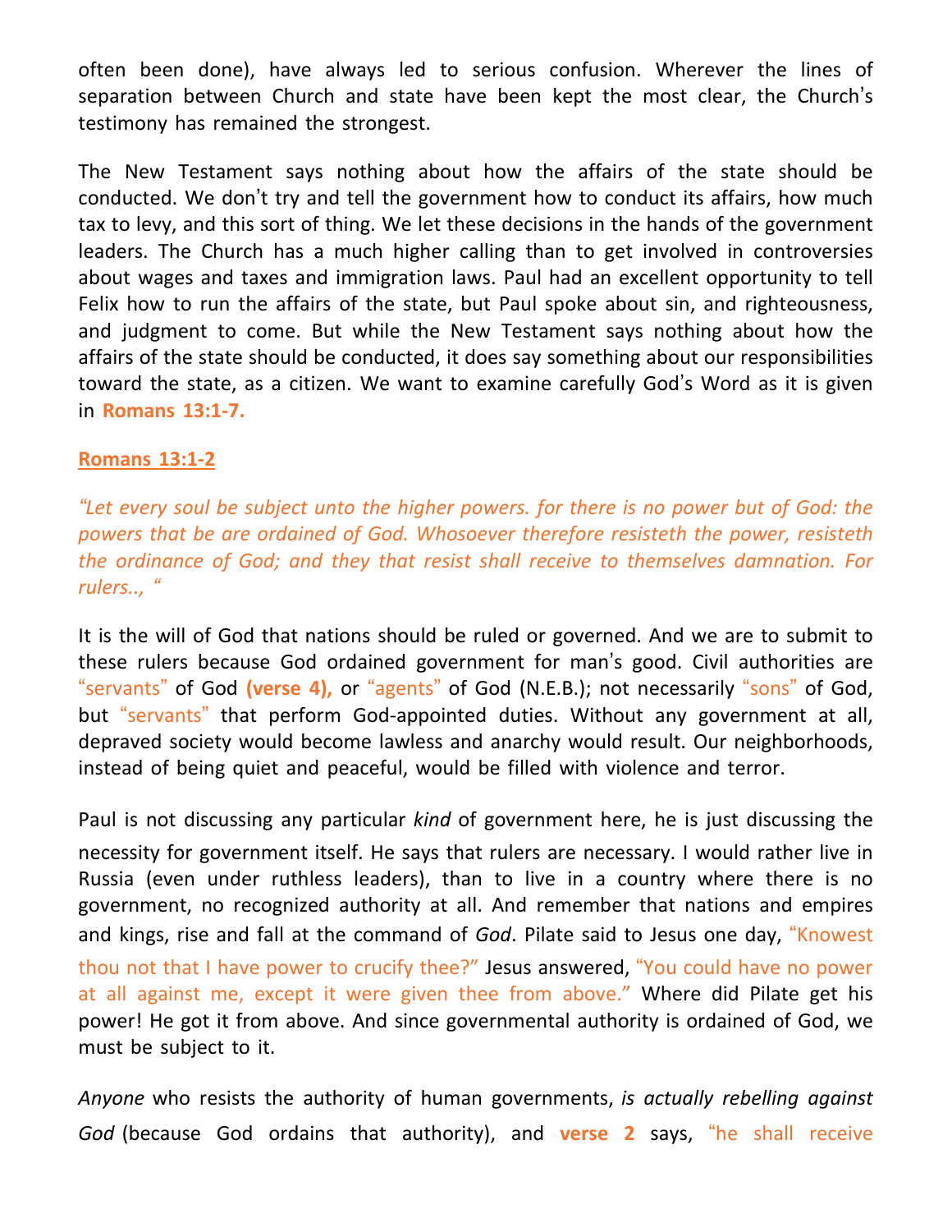often been done), have always led to serious confusion. Wherever the lines of separation between Church and state have been kept the most clear, the Church's testimony has remained the strongest.

The New Testament says nothing about how the affairs of the state should be conducted. We don't try and tell the government how to conduct its affairs, how much tax to levy, and this sort of thing. We let these decisions in the hands of the government leaders. The Church has a much higher calling than to get involved in controversies about wages and taxes and immigration laws. Paul had an excellent opportunity to tell Felix how to run the affairs of the state, but Paul spoke about sin, and righteousness, and judgment to come. But while the New Testament says nothing about how the affairs of the state should be conducted, it does say something about our responsibilities toward the state, as a citizen. We want to examine carefully God's Word as it is given in **Romans 13:1-7.**

**Romans 13:1-2**

*"Let every soul be subject unto the higher powers. for there is no power but of God: the powers that be are ordained of God. Whosoever therefore resisteth the power, resisteth the ordinance of God; and they that resist shall receive to themselves damnation. For rulers.., "*

It is the will of God that nations should be ruled or governed. And we are to submit to these rulers because God ordained government for man's good. Civil authorities are "servants" of God **(verse 4),** or "agents" of God (N.E.B.); not necessarily "sons" of God, but "servants" that perform God-appointed duties. Without any government at all, depraved society would become lawless and anarchy would result. Our neighborhoods, instead of being quiet and peaceful, would be filled with violence and terror.

Paul is not discussing any particular *kind* of government here, he is just discussing the necessity for government itself. He says that rulers are necessary. I would rather live in Russia (even under ruthless leaders), than to live in a country where there is no government, no recognized authority at all. And remember that nations and empires and kings, rise and fall at the command of *God*. Pilate said to Jesus one day, "Knowest thou not that I have power to crucify thee?" Jesus answered, "You could have no power at all against me, except it were given thee from above." Where did Pilate get his power! He got it from above. And since governmental authority is ordained of God, we must be subject to it.

*Anyone* who resists the authority of human governments, *is actually rebelling against God* (because God ordains that authority), and **verse 2** says, "he shall receive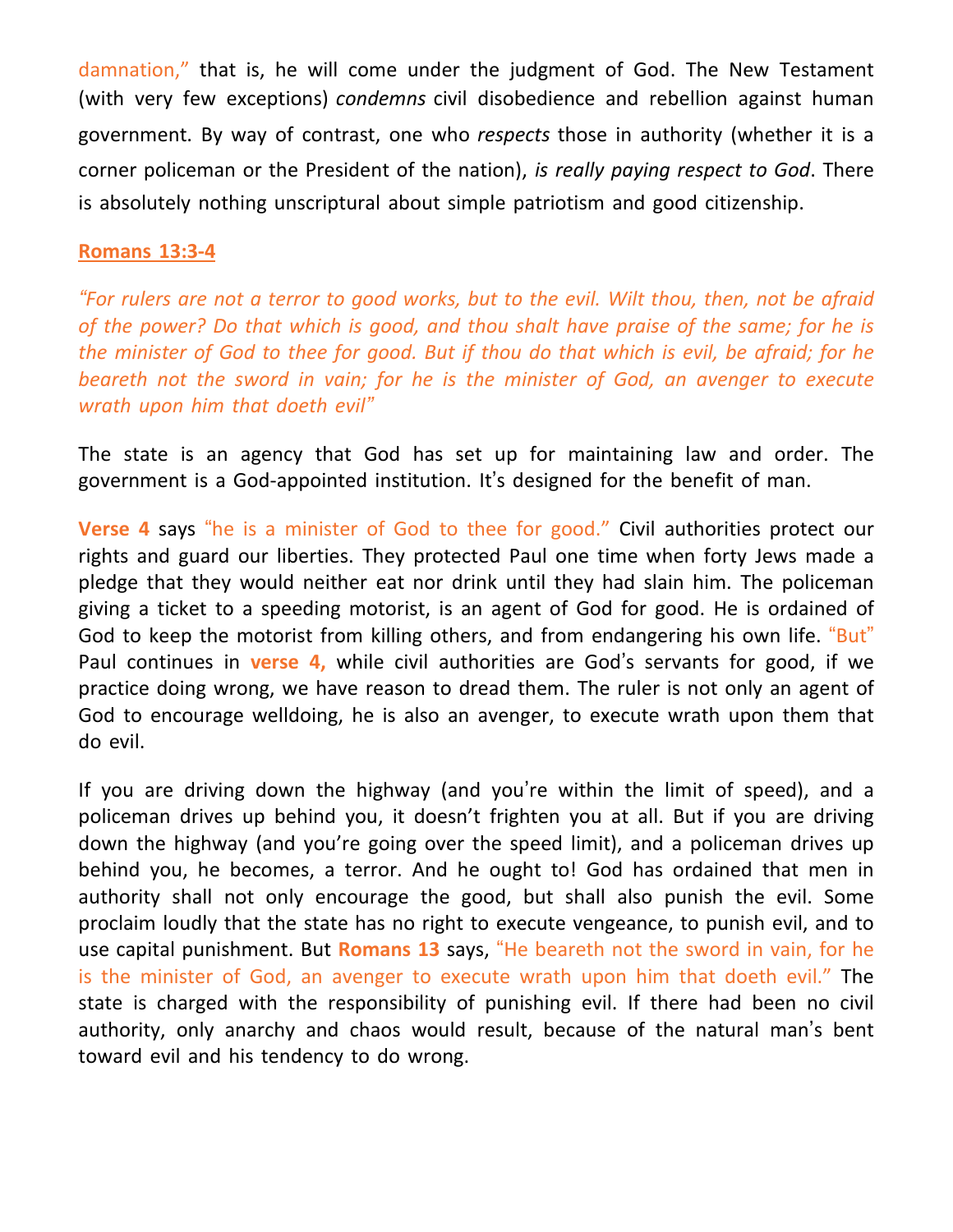damnation," that is, he will come under the judgment of God. The New Testament (with very few exceptions) *condemns* civil disobedience and rebellion against human government. By way of contrast, one who *respects* those in authority (whether it is a corner policeman or the President of the nation), *is really paying respect to God*. There is absolutely nothing unscriptural about simple patriotism and good citizenship.

**Romans 13:3-4**

*"For rulers are not a terror to good works, but to the evil. Wilt thou, then, not be afraid of the power? Do that which is good, and thou shalt have praise of the same; for he is the minister of God to thee for good. But if thou do that which is evil, be afraid; for he beareth not the sword in vain; for he is the minister of God, an avenger to execute wrath upon him that doeth evil"*

The state is an agency that God has set up for maintaining law and order. The government is a God-appointed institution. It's designed for the benefit of man.

**Verse 4** says "he is a minister of God to thee for good." Civil authorities protect our rights and guard our liberties. They protected Paul one time when forty Jews made a pledge that they would neither eat nor drink until they had slain him. The policeman giving a ticket to a speeding motorist, is an agent of God for good. He is ordained of God to keep the motorist from killing others, and from endangering his own life. "But" Paul continues in **verse 4,** while civil authorities are God's servants for good, if we practice doing wrong, we have reason to dread them. The ruler is not only an agent of God to encourage welldoing, he is also an avenger, to execute wrath upon them that do evil.

If you are driving down the highway (and you're within the limit of speed), and a policeman drives up behind you, it doesn't frighten you at all. But if you are driving down the highway (and you're going over the speed limit), and a policeman drives up behind you, he becomes, a terror. And he ought to! God has ordained that men in authority shall not only encourage the good, but shall also punish the evil. Some proclaim loudly that the state has no right to execute vengeance, to punish evil, and to use capital punishment. But **Romans 13** says, "He beareth not the sword in vain, for he is the minister of God, an avenger to execute wrath upon him that doeth evil." The state is charged with the responsibility of punishing evil. If there had been no civil authority, only anarchy and chaos would result, because of the natural man's bent toward evil and his tendency to do wrong.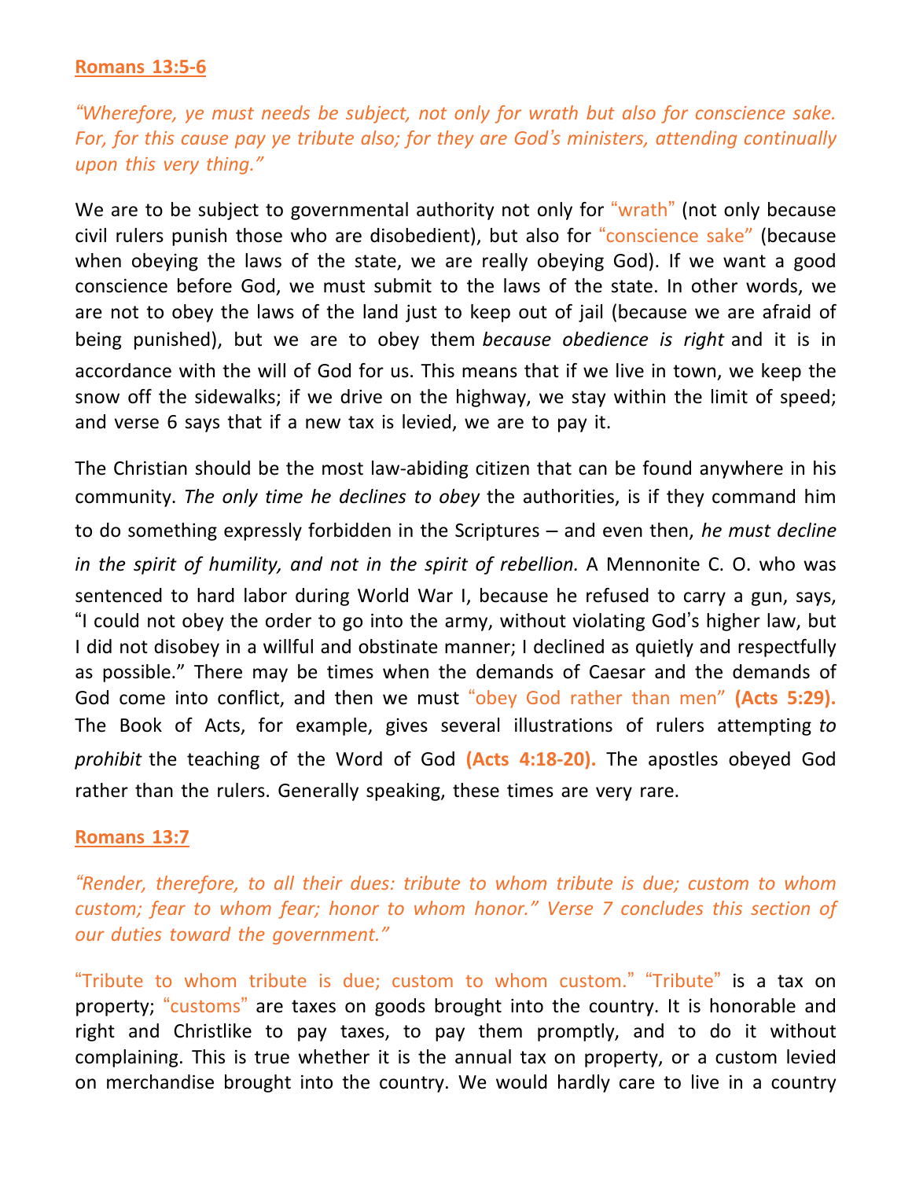**Romans 13:5-6**

*"Wherefore, ye must needs be subject, not only for wrath but also for conscience sake. For, for this cause pay ye tribute also; for they are God's ministers, attending continually upon this very thing."*

We are to be subject to governmental authority not only for "wrath" (not only because civil rulers punish those who are disobedient), but also for "conscience sake" (because when obeying the laws of the state, we are really obeying God). If we want a good conscience before God, we must submit to the laws of the state. In other words, we are not to obey the laws of the land just to keep out of jail (because we are afraid of being punished), but we are to obey them *because obedience is right* and it is in accordance with the will of God for us. This means that if we live in town, we keep the snow off the sidewalks; if we drive on the highway, we stay within the limit of speed; and verse 6 says that if a new tax is levied, we are to pay it.

The Christian should be the most law-abiding citizen that can be found anywhere in his community. *The only time he declines to obey* the authorities, is if they command him to do something expressly forbidden in the Scriptures – and even then, *he must decline in the spirit of humility, and not in the spirit of rebellion.* A Mennonite C. O. who was sentenced to hard labor during World War I, because he refused to carry a gun, says, "I could not obey the order to go into the army, without violating God's higher law, but I did not disobey in a willful and obstinate manner; I declined as quietly and respectfully as possible." There may be times when the demands of Caesar and the demands of God come into conflict, and then we must "obey God rather than men" **(Acts 5:29).** The Book of Acts, for example, gives several illustrations of rulers attempting *to prohibit* the teaching of the Word of God **(Acts 4:18-20).** The apostles obeyed God rather than the rulers. Generally speaking, these times are very rare.

**Romans 13:7**

*"Render, therefore, to all their dues: tribute to whom tribute is due; custom to whom custom; fear to whom fear; honor to whom honor." Verse 7 concludes this section of our duties toward the government."*

"Tribute to whom tribute is due; custom to whom custom." "Tribute" is a tax on property; "customs" are taxes on goods brought into the country. It is honorable and right and Christlike to pay taxes, to pay them promptly, and to do it without complaining. This is true whether it is the annual tax on property, or a custom levied on merchandise brought into the country. We would hardly care to live in a country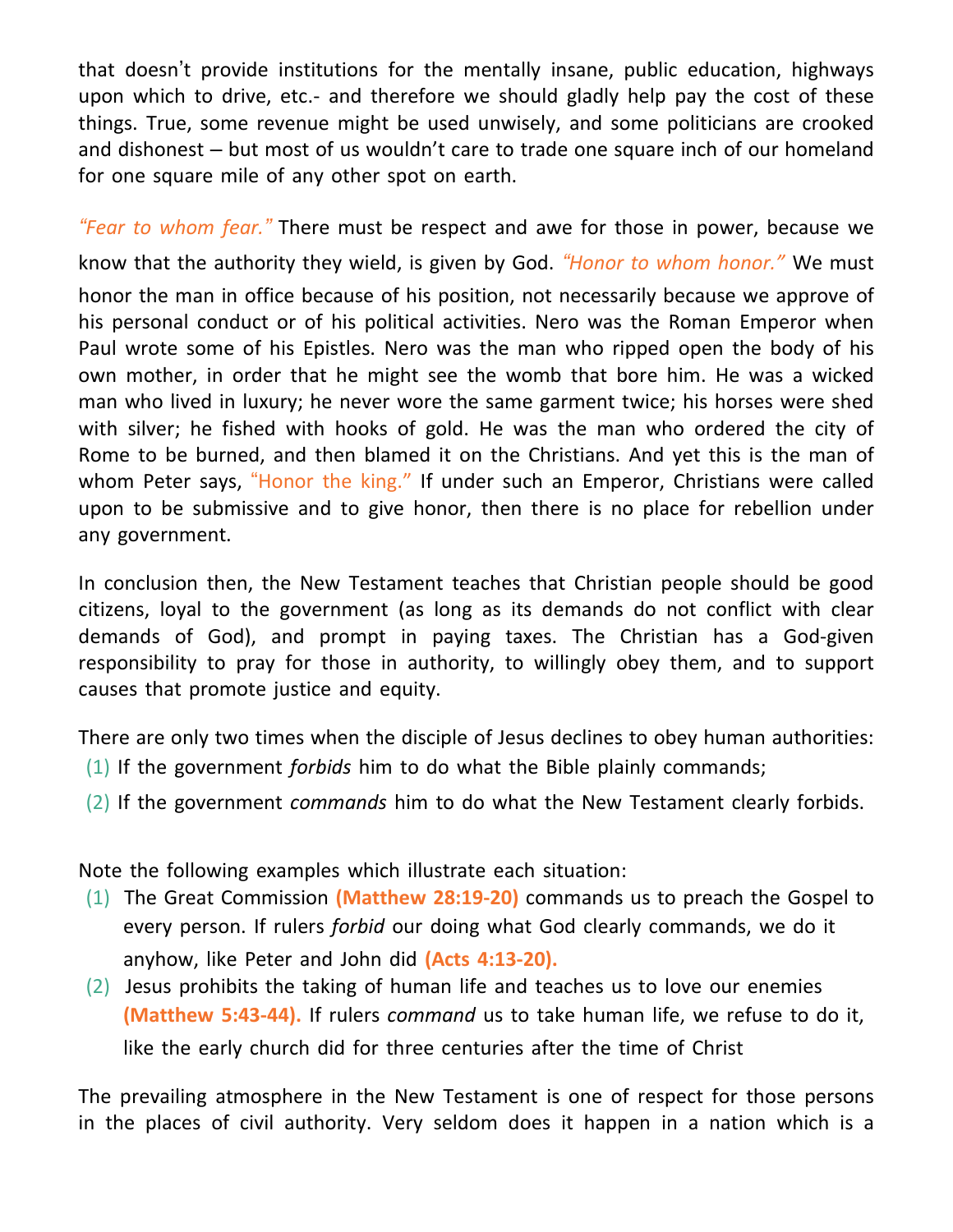that doesn't provide institutions for the mentally insane, public education, highways upon which to drive, etc.- and therefore we should gladly help pay the cost of these things. True, some revenue might be used unwisely, and some politicians are crooked and dishonest – but most of us wouldn't care to trade one square inch of our homeland for one square mile of any other spot on earth.

*"Fear to whom fear."* There must be respect and awe for those in power, because we know that the authority they wield, is given by God. *"Honor to whom honor."* We must honor the man in office because of his position, not necessarily because we approve of his personal conduct or of his political activities. Nero was the Roman Emperor when Paul wrote some of his Epistles. Nero was the man who ripped open the body of his own mother, in order that he might see the womb that bore him. He was a wicked man who lived in luxury; he never wore the same garment twice; his horses were shed with silver; he fished with hooks of gold. He was the man who ordered the city of Rome to be burned, and then blamed it on the Christians. And yet this is the man of whom Peter says, "Honor the king." If under such an Emperor, Christians were called upon to be submissive and to give honor, then there is no place for rebellion under any government.

In conclusion then, the New Testament teaches that Christian people should be good citizens, loyal to the government (as long as its demands do not conflict with clear demands of God), and prompt in paying taxes. The Christian has a God-given responsibility to pray for those in authority, to willingly obey them, and to support causes that promote justice and equity.

There are only two times when the disciple of Jesus declines to obey human authorities:

(1) If the government *forbids* him to do what the Bible plainly commands;

(2) If the government *commands* him to do what the New Testament clearly forbids.

Note the following examples which illustrate each situation:

(1) The Great Commission **(Matthew 28:19-20)** commands us to preach the Gospel to every person. If rulers *forbid* our doing what God clearly commands, we do it anyhow, like Peter and John did **(Acts 4:13-20).**

(2) Jesus prohibits the taking of human life and teaches us to love our enemies **(Matthew 5:43-44).** If rulers *command* us to take human life, we refuse to do it, like the early church did for three centuries after the time of Christ

The prevailing atmosphere in the New Testament is one of respect for those persons in the places of civil authority. Very seldom does it happen in a nation which is a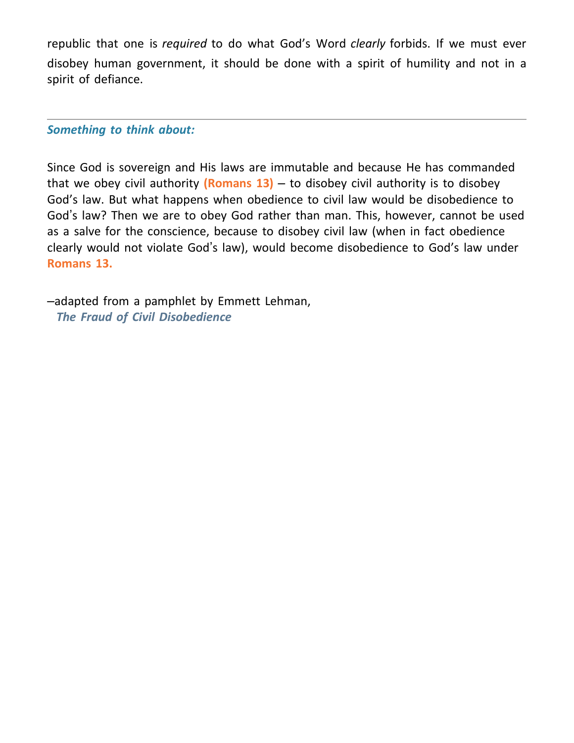republic that one is *required* to do what God's Word *clearly* forbids. If we must ever disobey human government, it should be done with a spirit of humility and not in a spirit of defiance.

---

***Something to think about:***

Since God is sovereign and His laws are immutable and because He has commanded that we obey civil authority **(Romans 13)** – to disobey civil authority is to disobey God's law. But what happens when obedience to civil law would be disobedience to God's law? Then we are to obey God rather than man. This, however, cannot be used as a salve for the conscience, because to disobey civil law (when in fact obedience clearly would not violate God's law), would become disobedience to God's law under **Romans 13.**

–adapted from a pamphlet by Emmett Lehman,
***The Fraud of Civil Disobedience***